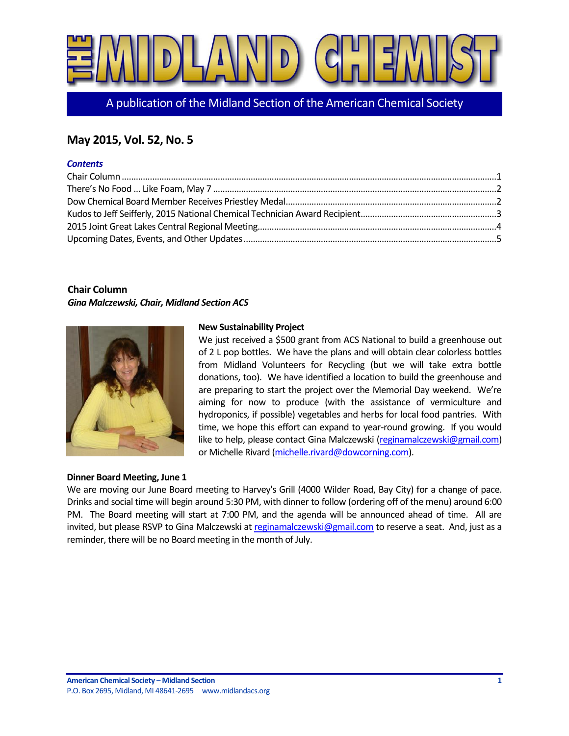# THE MIDLAND CHEMIST

A publication of the Midland Section of the American Chemical Society

## May 2015, Vol. 52, No. 5

***Contents***

Chair Column ....1
There's No Food … Like Foam, May 7 ....2
Dow Chemical Board Member Receives Priestley Medal ....2
Kudos to Jeff Seifferly, 2015 National Chemical Technician Award Recipient ....3
2015 Joint Great Lakes Central Regional Meeting ....4
Upcoming Dates, Events, and Other Updates ....5

### Chair Column

***Gina Malczewski, Chair, Midland Section ACS***

**New Sustainability Project**

We just received a $500 grant from ACS National to build a greenhouse out of 2 L pop bottles. We have the plans and will obtain clear colorless bottles from Midland Volunteers for Recycling (but we will take extra bottle donations, too). We have identified a location to build the greenhouse and are preparing to start the project over the Memorial Day weekend. We're aiming for now to produce (with the assistance of vermiculture and hydroponics, if possible) vegetables and herbs for local food pantries. With time, we hope this effort can expand to year-round growing. If you would like to help, please contact Gina Malczewski (reginamalczewski@gmail.com) or Michelle Rivard (michelle.rivard@dowcorning.com).

**Dinner Board Meeting, June 1**

We are moving our June Board meeting to Harvey's Grill (4000 Wilder Road, Bay City) for a change of pace. Drinks and social time will begin around 5:30 PM, with dinner to follow (ordering off of the menu) around 6:00 PM. The Board meeting will start at 7:00 PM, and the agenda will be announced ahead of time. All are invited, but please RSVP to Gina Malczewski at reginamalczewski@gmail.com to reserve a seat. And, just as a reminder, there will be no Board meeting in the month of July.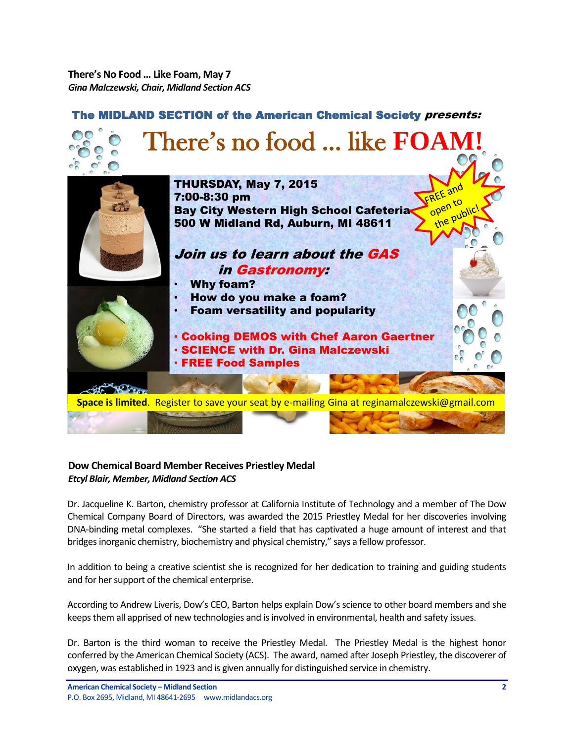**There's No Food … Like Foam, May 7**
***Gina Malczewski, Chair, Midland Section ACS***

**The MIDLAND SECTION of the American Chemical Society *presents:***

# There's no food … like **FOAM!**

**THURSDAY, May 7, 2015**
**7:00-8:30 pm**
**Bay City Western High School Cafeteria**
**500 W Midland Rd, Auburn, MI 48611**

FREE and open to the public!

***Join us to learn about the GAS in Gastronomy:***

- **Why foam?**
- **How do you make a foam?**
- **Foam versatility and popularity**

- **Cooking DEMOS with Chef Aaron Gaertner**
- **SCIENCE with Dr. Gina Malczewski**
- **FREE Food Samples**

**Space is limited**. Register to save your seat by e-mailing Gina at reginamalczewski@gmail.com

**Dow Chemical Board Member Receives Priestley Medal**
***Etcyl Blair, Member, Midland Section ACS***

Dr. Jacqueline K. Barton, chemistry professor at California Institute of Technology and a member of The Dow Chemical Company Board of Directors, was awarded the 2015 Priestley Medal for her discoveries involving DNA-binding metal complexes. "She started a field that has captivated a huge amount of interest and that bridges inorganic chemistry, biochemistry and physical chemistry," says a fellow professor.

In addition to being a creative scientist she is recognized for her dedication to training and guiding students and for her support of the chemical enterprise.

According to Andrew Liveris, Dow's CEO, Barton helps explain Dow's science to other board members and she keeps them all apprised of new technologies and is involved in environmental, health and safety issues.

Dr. Barton is the third woman to receive the Priestley Medal. The Priestley Medal is the highest honor conferred by the American Chemical Society (ACS). The award, named after Joseph Priestley, the discoverer of oxygen, was established in 1923 and is given annually for distinguished service in chemistry.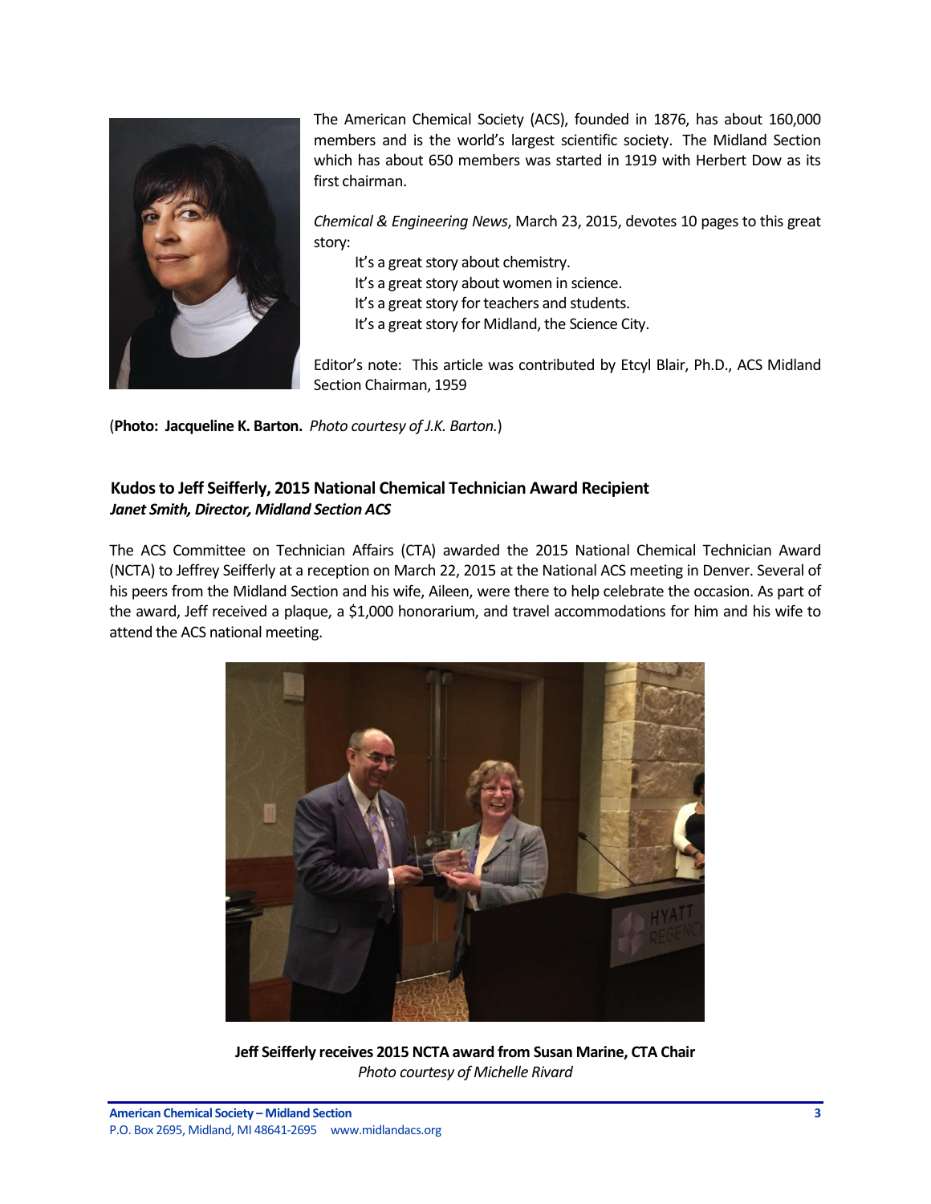The American Chemical Society (ACS), founded in 1876, has about 160,000 members and is the world's largest scientific society. The Midland Section which has about 650 members was started in 1919 with Herbert Dow as its first chairman.

*Chemical & Engineering News*, March 23, 2015, devotes 10 pages to this great story:

> It's a great story about chemistry.
> It's a great story about women in science.
> It's a great story for teachers and students.
> It's a great story for Midland, the Science City.

Editor's note: This article was contributed by Etcyl Blair, Ph.D., ACS Midland Section Chairman, 1959

(**Photo: Jacqueline K. Barton.** *Photo courtesy of J.K. Barton.*)

### Kudos to Jeff Seifferly, 2015 National Chemical Technician Award Recipient

***Janet Smith, Director, Midland Section ACS***

The ACS Committee on Technician Affairs (CTA) awarded the 2015 National Chemical Technician Award (NCTA) to Jeffrey Seifferly at a reception on March 22, 2015 at the National ACS meeting in Denver. Several of his peers from the Midland Section and his wife, Aileen, were there to help celebrate the occasion. As part of the award, Jeff received a plaque, a $1,000 honorarium, and travel accommodations for him and his wife to attend the ACS national meeting.

**Jeff Seifferly receives 2015 NCTA award from Susan Marine, CTA Chair**
*Photo courtesy of Michelle Rivard*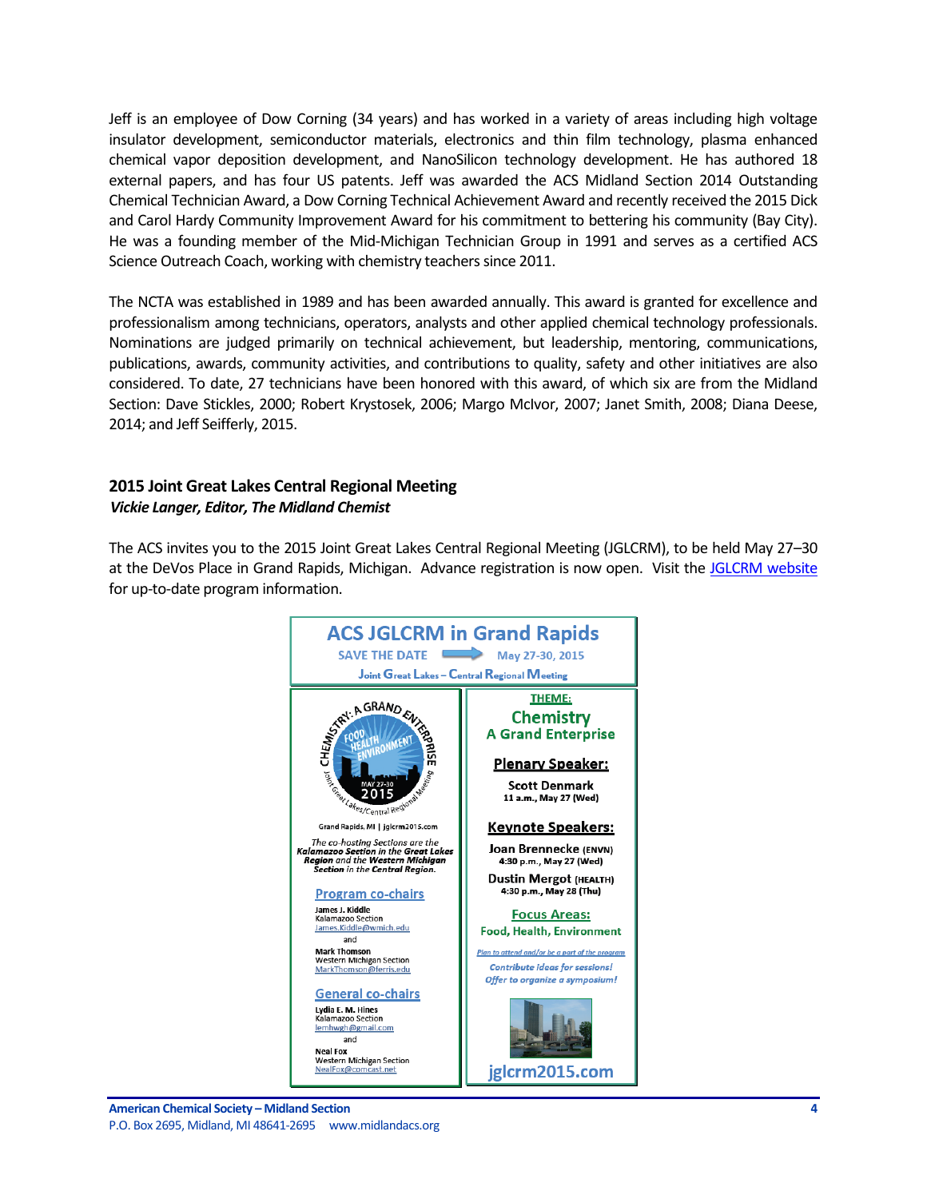Jeff is an employee of Dow Corning (34 years) and has worked in a variety of areas including high voltage insulator development, semiconductor materials, electronics and thin film technology, plasma enhanced chemical vapor deposition development, and NanoSilicon technology development. He has authored 18 external papers, and has four US patents. Jeff was awarded the ACS Midland Section 2014 Outstanding Chemical Technician Award, a Dow Corning Technical Achievement Award and recently received the 2015 Dick and Carol Hardy Community Improvement Award for his commitment to bettering his community (Bay City). He was a founding member of the Mid-Michigan Technician Group in 1991 and serves as a certified ACS Science Outreach Coach, working with chemistry teachers since 2011.

The NCTA was established in 1989 and has been awarded annually. This award is granted for excellence and professionalism among technicians, operators, analysts and other applied chemical technology professionals. Nominations are judged primarily on technical achievement, but leadership, mentoring, communications, publications, awards, community activities, and contributions to quality, safety and other initiatives are also considered. To date, 27 technicians have been honored with this award, of which six are from the Midland Section: Dave Stickles, 2000; Robert Krystosek, 2006; Margo McIvor, 2007; Janet Smith, 2008; Diana Deese, 2014; and Jeff Seifferly, 2015.

## 2015 Joint Great Lakes Central Regional Meeting

***Vickie Langer, Editor, The Midland Chemist***

The ACS invites you to the 2015 Joint Great Lakes Central Regional Meeting (JGLCRM), to be held May 27–30 at the DeVos Place in Grand Rapids, Michigan. Advance registration is now open. Visit the JGLCRM website for up-to-date program information.

### ACS JGLCRM in Grand Rapids

SAVE THE DATE → May 27-30, 2015

Joint Great Lakes – Central Regional Meeting

CHEMISTRY: A GRAND ENTERPRISE — FOOD, HEALTH, ENVIRONMENT — MAY 27-30 2015 — Joint Great Lakes/Central Regional Meeting

Grand Rapids, MI | jglcrm2015.com

*The co-hosting Sections are the **Kalamazoo Section** in the **Great Lakes Region** and the **Western Michigan Section** in the **Central Region**.*

**Program co-chairs**

James J. Kiddle
Kalamazoo Section
James.Kiddle@wmich.edu

and

Mark Thomson
Western Michigan Section
MarkThomson@ferris.edu

**General co-chairs**

Lydia E. M. Hines
Kalamazoo Section
lemhwgh@gmail.com

and

Neal Fox
Western Michigan Section
NealFox@comcast.net

**THEME:**
**Chemistry**
**A Grand Enterprise**

**Plenary Speaker:**

Scott Denmark
11 a.m., May 27 (Wed)

**Keynote Speakers:**

Joan Brennecke (ENVN)
4:30 p.m., May 27 (Wed)

Dustin Mergot (HEALTH)
4:30 p.m., May 28 (Thu)

**Focus Areas:**
Food, Health, Environment

*Plan to attend and/or be a part of the program*

*Contribute ideas for sessions!*
*Offer to organize a symposium!*

jglcrm2015.com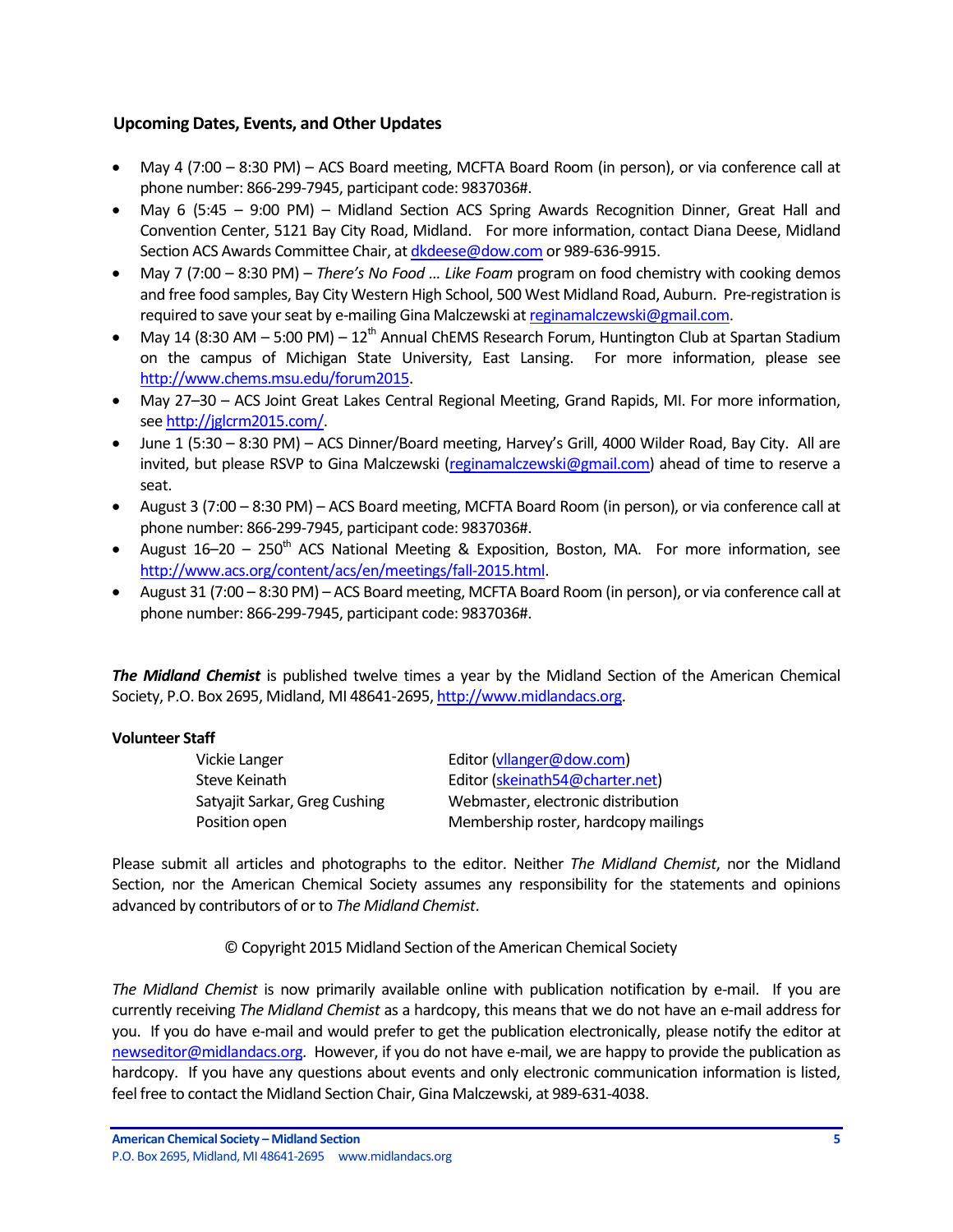### Upcoming Dates, Events, and Other Updates

- May 4 (7:00 – 8:30 PM) – ACS Board meeting, MCFTA Board Room (in person), or via conference call at phone number: 866-299-7945, participant code: 9837036#.
- May 6 (5:45 – 9:00 PM) – Midland Section ACS Spring Awards Recognition Dinner, Great Hall and Convention Center, 5121 Bay City Road, Midland. For more information, contact Diana Deese, Midland Section ACS Awards Committee Chair, at dkdeese@dow.com or 989-636-9915.
- May 7 (7:00 – 8:30 PM) – *There's No Food … Like Foam* program on food chemistry with cooking demos and free food samples, Bay City Western High School, 500 West Midland Road, Auburn. Pre-registration is required to save your seat by e-mailing Gina Malczewski at reginamalczewski@gmail.com.
- May 14 (8:30 AM – 5:00 PM) – 12th Annual ChEMS Research Forum, Huntington Club at Spartan Stadium on the campus of Michigan State University, East Lansing. For more information, please see http://www.chems.msu.edu/forum2015.
- May 27–30 – ACS Joint Great Lakes Central Regional Meeting, Grand Rapids, MI. For more information, see http://jglcrm2015.com/.
- June 1 (5:30 – 8:30 PM) – ACS Dinner/Board meeting, Harvey's Grill, 4000 Wilder Road, Bay City. All are invited, but please RSVP to Gina Malczewski (reginamalczewski@gmail.com) ahead of time to reserve a seat.
- August 3 (7:00 – 8:30 PM) – ACS Board meeting, MCFTA Board Room (in person), or via conference call at phone number: 866-299-7945, participant code: 9837036#.
- August 16–20 – 250th ACS National Meeting & Exposition, Boston, MA. For more information, see http://www.acs.org/content/acs/en/meetings/fall-2015.html.
- August 31 (7:00 – 8:30 PM) – ACS Board meeting, MCFTA Board Room (in person), or via conference call at phone number: 866-299-7945, participant code: 9837036#.

***The Midland Chemist*** is published twelve times a year by the Midland Section of the American Chemical Society, P.O. Box 2695, Midland, MI 48641-2695, http://www.midlandacs.org.

**Volunteer Staff**

| | |
|---|---|
| Vickie Langer | Editor (vllanger@dow.com) |
| Steve Keinath | Editor (skeinath54@charter.net) |
| Satyajit Sarkar, Greg Cushing | Webmaster, electronic distribution |
| Position open | Membership roster, hardcopy mailings |

Please submit all articles and photographs to the editor. Neither *The Midland Chemist*, nor the Midland Section, nor the American Chemical Society assumes any responsibility for the statements and opinions advanced by contributors of or to *The Midland Chemist*.

© Copyright 2015 Midland Section of the American Chemical Society

*The Midland Chemist* is now primarily available online with publication notification by e-mail. If you are currently receiving *The Midland Chemist* as a hardcopy, this means that we do not have an e-mail address for you. If you do have e-mail and would prefer to get the publication electronically, please notify the editor at newseditor@midlandacs.org. However, if you do not have e-mail, we are happy to provide the publication as hardcopy. If you have any questions about events and only electronic communication information is listed, feel free to contact the Midland Section Chair, Gina Malczewski, at 989-631-4038.